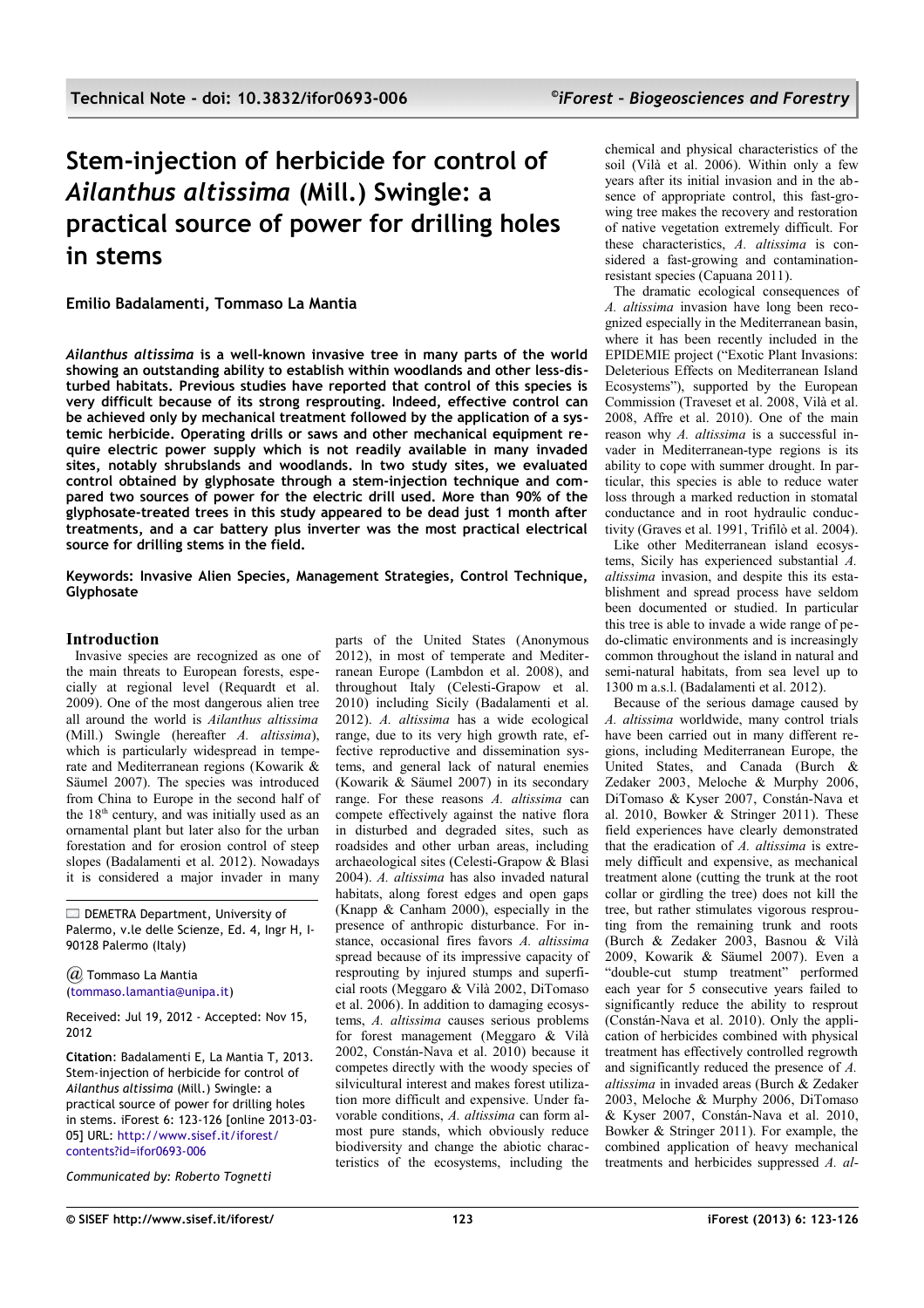# Stem-injection of herbicide for control of *Ailanthus altissima* (Mill.) Swingle: a practical source of power for drilling holes in stems

**Emilio Badalamenti, Tommaso La Mantia**

***Ailanthus altissima*** **is a well-known invasive tree in many parts of the world showing an outstanding ability to establish within woodlands and other less-disturbed habitats. Previous studies have reported that control of this species is very difficult because of its strong resprouting. Indeed, effective control can be achieved only by mechanical treatment followed by the application of a systemic herbicide. Operating drills or saws and other mechanical equipment require electric power supply which is not readily available in many invaded sites, notably shrubslands and woodlands. In two study sites, we evaluated control obtained by glyphosate through a stem-injection technique and compared two sources of power for the electric drill used. More than 90% of the glyphosate-treated trees in this study appeared to be dead just 1 month after treatments, and a car battery plus inverter was the most practical electrical source for drilling stems in the field.**

**Keywords: Invasive Alien Species, Management Strategies, Control Technique, Glyphosate**

## Introduction

Invasive species are recognized as one of the main threats to European forests, especially at regional level (Requardt et al. 2009). One of the most dangerous alien tree all around the world is *Ailanthus altissima* (Mill.) Swingle (hereafter *A. altissima*), which is particularly widespread in temperate and Mediterranean regions (Kowarik & Säumel 2007). The species was introduced from China to Europe in the second half of the 18th century, and was initially used as an ornamental plant but later also for the urban forestation and for erosion control of steep slopes (Badalamenti et al. 2012). Nowadays it is considered a major invader in many parts of the United States (Anonymous 2012), in most of temperate and Mediterranean Europe (Lambdon et al. 2008), and throughout Italy (Celesti-Grapow et al. 2010) including Sicily (Badalamenti et al. 2012). *A. altissima* has a wide ecological range, due to its very high growth rate, effective reproductive and dissemination systems, and general lack of natural enemies (Kowarik & Säumel 2007) in its secondary range. For these reasons *A. altissima* can compete effectively against the native flora in disturbed and degraded sites, such as roadsides and other urban areas, including archaeological sites (Celesti-Grapow & Blasi 2004). *A. altissima* has also invaded natural habitats, along forest edges and open gaps (Knapp & Canham 2000), especially in the presence of anthropic disturbance. For instance, occasional fires favors *A. altissima* spread because of its impressive capacity of resprouting by injured stumps and superficial roots (Meggaro & Vilà 2002, DiTomaso et al. 2006). In addition to damaging ecosystems, *A. altissima* causes serious problems for forest management (Meggaro & Vilà 2002, Constán-Nava et al. 2010) because it competes directly with the woody species of silvicultural interest and makes forest utilization more difficult and expensive. Under favorable conditions, *A. altissima* can form almost pure stands, which obviously reduce biodiversity and change the abiotic characteristics of the ecosystems, including the chemical and physical characteristics of the soil (Vilà et al. 2006). Within only a few years after its initial invasion and in the absence of appropriate control, this fast-growing tree makes the recovery and restoration of native vegetation extremely difficult. For these characteristics, *A. altissima* is considered a fast-growing and contamination-resistant species (Capuana 2011).

The dramatic ecological consequences of *A. altissima* invasion have long been recognized especially in the Mediterranean basin, where it has been recently included in the EPIDEMIE project ("Exotic Plant Invasions: Deleterious Effects on Mediterranean Island Ecosystems"), supported by the European Commission (Traveset et al. 2008, Vilà et al. 2008, Affre et al. 2010). One of the main reason why *A. altissima* is a successful invader in Mediterranean-type regions is its ability to cope with summer drought. In particular, this species is able to reduce water loss through a marked reduction in stomatal conductance and in root hydraulic conductivity (Graves et al. 1991, Trifilò et al. 2004).

Like other Mediterranean island ecosystems, Sicily has experienced substantial *A. altissima* invasion, and despite this its establishment and spread process have seldom been documented or studied. In particular this tree is able to invade a wide range of pedo-climatic environments and is increasingly common throughout the island in natural and semi-natural habitats, from sea level up to 1300 m a.s.l. (Badalamenti et al. 2012).

Because of the serious damage caused by *A. altissima* worldwide, many control trials have been carried out in many different regions, including Mediterranean Europe, the United States, and Canada (Burch & Zedaker 2003, Meloche & Murphy 2006, DiTomaso & Kyser 2007, Constán-Nava et al. 2010, Bowker & Stringer 2011). These field experiences have clearly demonstrated that the eradication of *A. altissima* is extremely difficult and expensive, as mechanical treatment alone (cutting the trunk at the root collar or girdling the tree) does not kill the tree, but rather stimulates vigorous resprouting from the remaining trunk and roots (Burch & Zedaker 2003, Basnou & Vilà 2009, Kowarik & Säumel 2007). Even a "double-cut stump treatment" performed each year for 5 consecutive years failed to significantly reduce the ability to resprout (Constán-Nava et al. 2010). Only the application of herbicides combined with physical treatment has effectively controlled regrowth and significantly reduced the presence of *A. altissima* in invaded areas (Burch & Zedaker 2003, Meloche & Murphy 2006, DiTomaso & Kyser 2007, Constán-Nava et al. 2010, Bowker & Stringer 2011). For example, the combined application of heavy mechanical treatments and herbicides suppressed *A. al-*

---

DEMETRA Department, University of Palermo, v.le delle Scienze, Ed. 4, Ingr H, I-90128 Palermo (Italy)

@ Tommaso La Mantia (tommaso.lamantia@unipa.it)

Received: Jul 19, 2012 - Accepted: Nov 15, 2012

**Citation**: Badalamenti E, La Mantia T, 2013. Stem-injection of herbicide for control of *Ailanthus altissima* (Mill.) Swingle: a practical source of power for drilling holes in stems. iForest 6: 123-126 [online 2013-03-05] URL: http://www.sisef.it/iforest/contents?id=ifor0693-006

*Communicated by: Roberto Tognetti*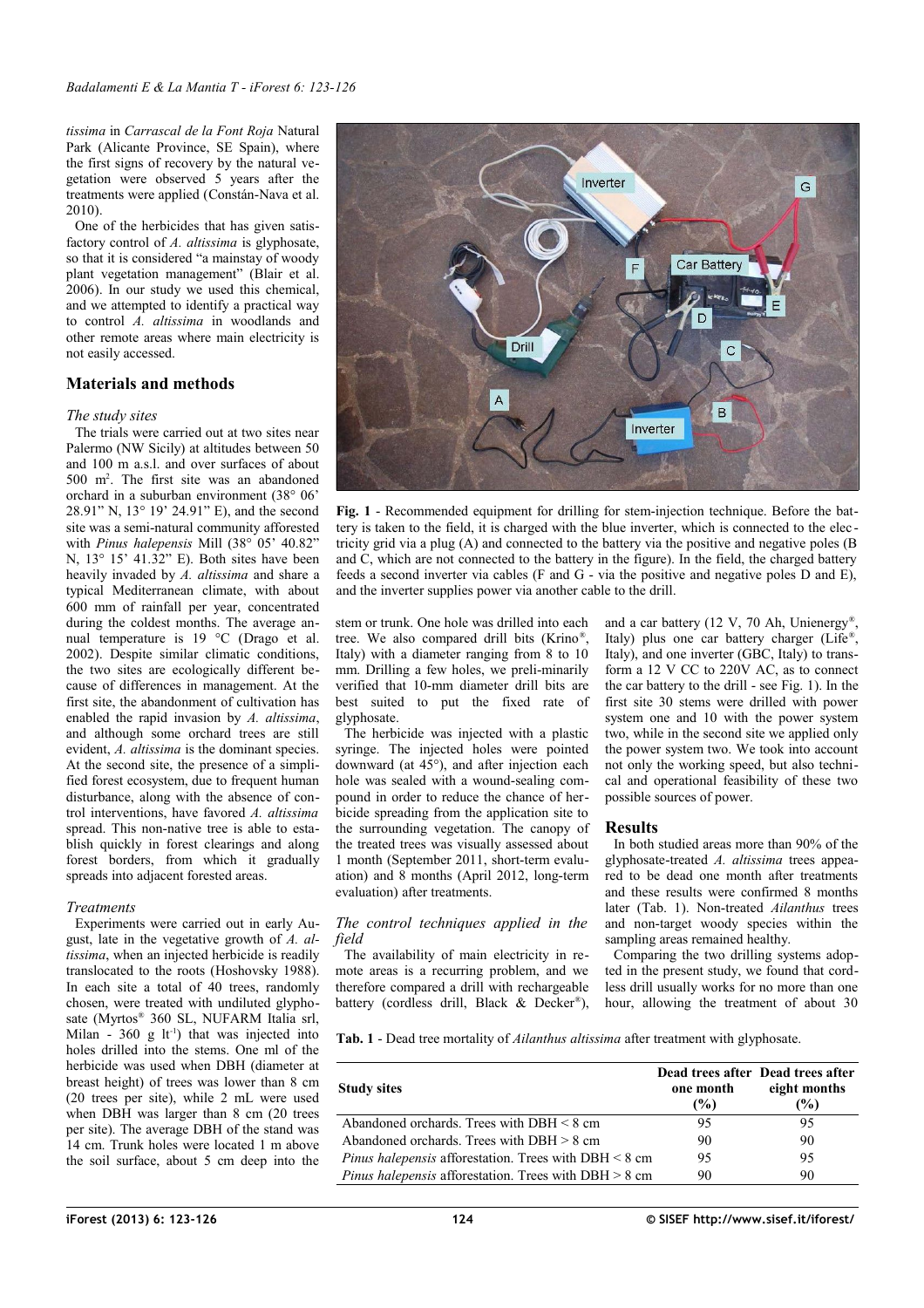*tissima* in *Carrascal de la Font Roja* Natural Park (Alicante Province, SE Spain), where the first signs of recovery by the natural vegetation were observed 5 years after the treatments were applied (Constán-Nava et al. 2010).

One of the herbicides that has given satisfactory control of *A. altissima* is glyphosate, so that it is considered "a mainstay of woody plant vegetation management" (Blair et al. 2006). In our study we used this chemical, and we attempted to identify a practical way to control *A. altissima* in woodlands and other remote areas where main electricity is not easily accessed.

## Materials and methods

### *The study sites*

The trials were carried out at two sites near Palermo (NW Sicily) at altitudes between 50 and 100 m a.s.l. and over surfaces of about 500 m$^2$. The first site was an abandoned orchard in a suburban environment (38° 06' 28.91" N, 13° 19' 24.91" E), and the second site was a semi-natural community afforested with *Pinus halepensis* Mill (38° 05' 40.82" N, 13° 15' 41.32" E). Both sites have been heavily invaded by *A. altissima* and share a typical Mediterranean climate, with about 600 mm of rainfall per year, concentrated during the coldest months. The average annual temperature is 19 °C (Drago et al. 2002). Despite similar climatic conditions, the two sites are ecologically different because of differences in management. At the first site, the abandonment of cultivation has enabled the rapid invasion by *A. altissima*, and although some orchard trees are still evident, *A. altissima* is the dominant species. At the second site, the presence of a simplified forest ecosystem, due to frequent human disturbance, along with the absence of control interventions, have favored *A. altissima* spread. This non-native tree is able to establish quickly in forest clearings and along forest borders, from which it gradually spreads into adjacent forested areas.

### *Treatments*

Experiments were carried out in early August, late in the vegetative growth of *A. altissima*, when an injected herbicide is readily translocated to the roots (Hoshovsky 1988). In each site a total of 40 trees, randomly chosen, were treated with undiluted glyphosate (Myrtos® 360 SL, NUFARM Italia srl, Milan - 360 g lt$^{-1}$) that was injected into holes drilled into the stems. One ml of the herbicide was used when DBH (diameter at breast height) of trees was lower than 8 cm (20 trees per site), while 2 mL were used when DBH was larger than 8 cm (20 trees per site). The average DBH of the stand was 14 cm. Trunk holes were located 1 m above the soil surface, about 5 cm deep into the stem or trunk. One hole was drilled into each tree. We also compared drill bits (Krino®, Italy) with a diameter ranging from 8 to 10 mm. Drilling a few holes, we preliminarily verified that 10-mm diameter drill bits are best suited to put the fixed rate of glyphosate.

The herbicide was injected with a plastic syringe. The injected holes were pointed downward (at 45°), and after injection each hole was sealed with a wound-sealing compound in order to reduce the chance of herbicide spreading from the application site to the surrounding vegetation. The canopy of the treated trees was visually assessed about 1 month (September 2011, short-term evaluation) and 8 months (April 2012, long-term evaluation) after treatments.

Fig. 1 - Recommended equipment for drilling for stem-injection technique. Before the battery is taken to the field, it is charged with the blue inverter, which is connected to the electricity grid via a plug (A) and connected to the battery via the positive and negative poles (B and C, which are not connected to the battery in the figure). In the field, the charged battery feeds a second inverter via cables (F and G - via the positive and negative poles D and E), and the inverter supplies power via another cable to the drill.

### *The control techniques applied in the field*

The availability of main electricity in remote areas is a recurring problem, and we therefore compared a drill with rechargeable battery (cordless drill, Black & Decker®), and a car battery (12 V, 70 Ah, Unienergy®, Italy) plus one car battery charger (Life®, Italy), and one inverter (GBC, Italy) to transform a 12 V CC to 220V AC, as to connect the car battery to the drill - see Fig. 1). In the first site 30 stems were drilled with power system one and 10 with the power system two, while in the second site we applied only the power system two. We took into account not only the working speed, but also technical and operational feasibility of these two possible sources of power.

## Results

In both studied areas more than 90% of the glyphosate-treated *A. altissima* trees appeared to be dead one month after treatments and these results were confirmed 8 months later (Tab. 1). Non-treated *Ailanthus* trees and non-target woody species within the sampling areas remained healthy.

Comparing the two drilling systems adopted in the present study, we found that cordless drill usually works for no more than one hour, allowing the treatment of about 30

Tab. 1 - Dead tree mortality of *Ailanthus altissima* after treatment with glyphosate.

| Study sites | Dead trees after one month (%) | Dead trees after eight months (%) |
|---|---|---|
| Abandoned orchards. Trees with DBH < 8 cm | 95 | 95 |
| Abandoned orchards. Trees with DBH > 8 cm | 90 | 90 |
| *Pinus halepensis* afforestation. Trees with DBH < 8 cm | 95 | 95 |
| *Pinus halepensis* afforestation. Trees with DBH > 8 cm | 90 | 90 |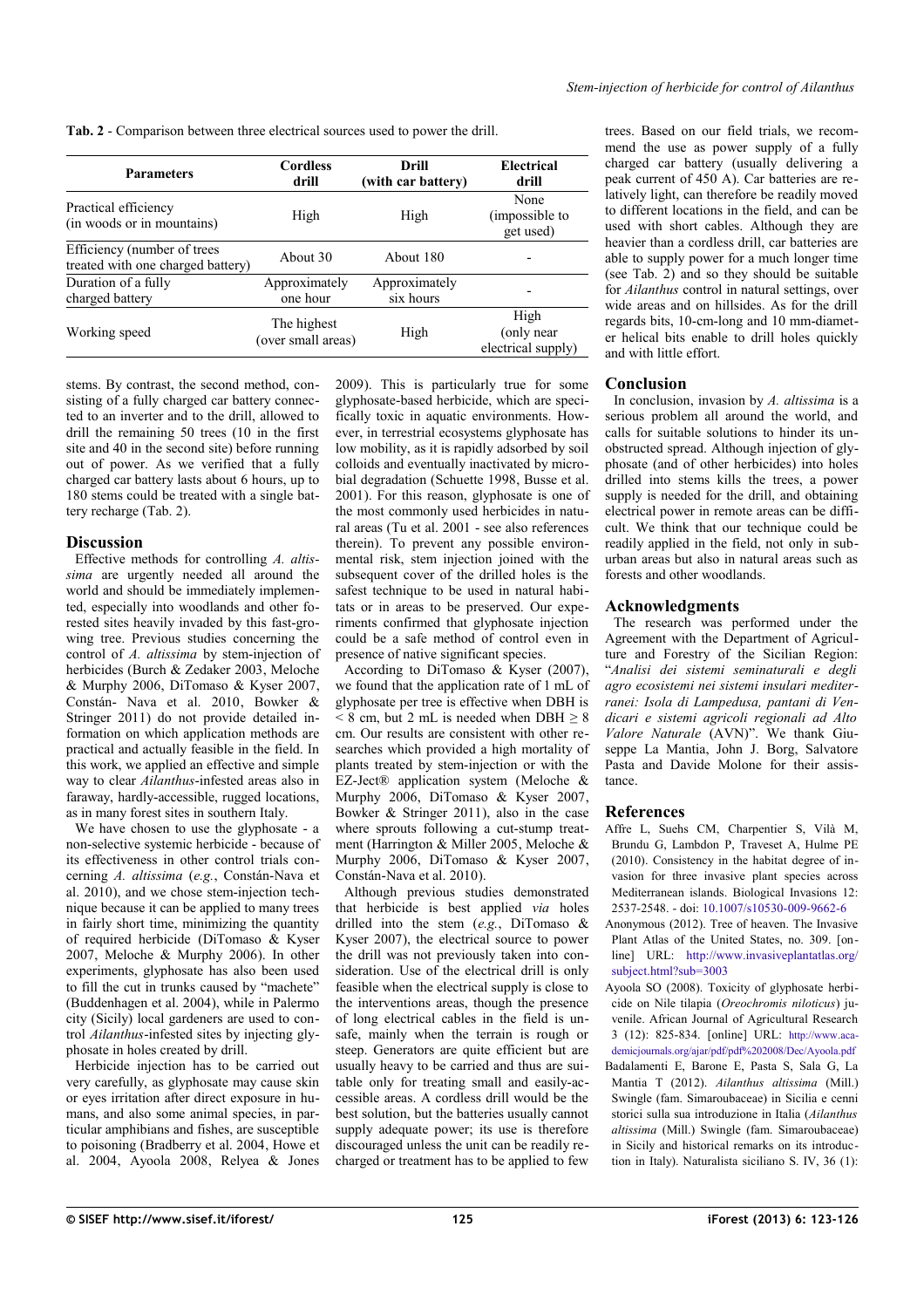**Tab. 2** - Comparison between three electrical sources used to power the drill.

| Parameters | Cordless drill | Drill (with car battery) | Electrical drill |
|---|---|---|---|
| Practical efficiency (in woods or in mountains) | High | High | None (impossible to get used) |
| Efficiency (number of trees treated with one charged battery) | About 30 | About 180 | - |
| Duration of a fully charged battery | Approximately one hour | Approximately six hours | - |
| Working speed | The highest (over small areas) | High | High (only near electrical supply) |

stems. By contrast, the second method, consisting of a fully charged car battery connected to an inverter and to the drill, allowed to drill the remaining 50 trees (10 in the first site and 40 in the second site) before running out of power. As we verified that a fully charged car battery lasts about 6 hours, up to 180 stems could be treated with a single battery recharge (Tab. 2).

## Discussion

Effective methods for controlling *A. altissima* are urgently needed all around the world and should be immediately implemented, especially into woodlands and other forested sites heavily invaded by this fast-growing tree. Previous studies concerning the control of *A. altissima* by stem-injection of herbicides (Burch & Zedaker 2003, Meloche & Murphy 2006, DiTomaso & Kyser 2007, Constán- Nava et al. 2010, Bowker & Stringer 2011) do not provide detailed information on which application methods are practical and actually feasible in the field. In this work, we applied an effective and simple way to clear *Ailanthus*-infested areas also in faraway, hardly-accessible, rugged locations, as in many forest sites in southern Italy.

We have chosen to use the glyphosate - a non-selective systemic herbicide - because of its effectiveness in other control trials concerning *A. altissima* (*e.g.*, Constán-Nava et al. 2010), and we chose stem-injection technique because it can be applied to many trees in fairly short time, minimizing the quantity of required herbicide (DiTomaso & Kyser 2007, Meloche & Murphy 2006). In other experiments, glyphosate has also been used to fill the cut in trunks caused by "machete" (Buddenhagen et al. 2004), while in Palermo city (Sicily) local gardeners are used to control *Ailanthus*-infested sites by injecting glyphosate in holes created by drill.

Herbicide injection has to be carried out very carefully, as glyphosate may cause skin or eyes irritation after direct exposure in humans, and also some animal species, in particular amphibians and fishes, are susceptible to poisoning (Bradberry et al. 2004, Howe et al. 2004, Ayoola 2008, Relyea & Jones 2009). This is particularly true for some glyphosate-based herbicide, which are specifically toxic in aquatic environments. However, in terrestrial ecosystems glyphosate has low mobility, as it is rapidly adsorbed by soil colloids and eventually inactivated by microbial degradation (Schuette 1998, Busse et al. 2001). For this reason, glyphosate is one of the most commonly used herbicides in natural areas (Tu et al. 2001 - see also references therein). To prevent any possible environmental risk, stem injection joined with the subsequent cover of the drilled holes is the safest technique to be used in natural habitats or in areas to be preserved. Our experiments confirmed that glyphosate injection could be a safe method of control even in presence of native significant species.

According to DiTomaso & Kyser (2007), we found that the application rate of 1 mL of glyphosate per tree is effective when DBH is $< 8$ cm, but 2 mL is needed when DBH $\geq 8$ cm. Our results are consistent with other researches which provided a high mortality of plants treated by stem-injection or with the EZ-Ject® application system (Meloche & Murphy 2006, DiTomaso & Kyser 2007, Bowker & Stringer 2011), also in the case where sprouts following a cut-stump treatment (Harrington & Miller 2005, Meloche & Murphy 2006, DiTomaso & Kyser 2007, Constán-Nava et al. 2010).

Although previous studies demonstrated that herbicide is best applied *via* holes drilled into the stem (*e.g.*, DiTomaso & Kyser 2007), the electrical source to power the drill was not previously taken into consideration. Use of the electrical drill is only feasible when the electrical supply is close to the interventions areas, though the presence of long electrical cables in the field is unsafe, mainly when the terrain is rough or steep. Generators are quite efficient but are usually heavy to be carried and thus are suitable only for treating small and easily-accessible areas. A cordless drill would be the best solution, but the batteries usually cannot supply adequate power; its use is therefore discouraged unless the unit can be readily recharged or treatment has to be applied to few trees. Based on our field trials, we recommend the use as power supply of a fully charged car battery (usually delivering a peak current of 450 A). Car batteries are relatively light, can therefore be readily moved to different locations in the field, and can be used with short cables. Although they are heavier than a cordless drill, car batteries are able to supply power for a much longer time (see Tab. 2) and so they should be suitable for *Ailanthus* control in natural settings, over wide areas and on hillsides. As for the drill regards bits, 10-cm-long and 10 mm-diameter helical bits enable to drill holes quickly and with little effort.

## Conclusion

In conclusion, invasion by *A. altissima* is a serious problem all around the world, and calls for suitable solutions to hinder its unobstructed spread. Although injection of glyphosate (and of other herbicides) into holes drilled into stems kills the trees, a power supply is needed for the drill, and obtaining electrical power in remote areas can be difficult. We think that our technique could be readily applied in the field, not only in suburban areas but also in natural areas such as forests and other woodlands.

## Acknowledgments

The research was performed under the Agreement with the Department of Agriculture and Forestry of the Sicilian Region: "*Analisi dei sistemi seminaturali e degli agro ecosistemi nei sistemi insulari mediterranei: Isola di Lampedusa, pantani di Vendicari e sistemi agricoli regionali ad Alto Valore Naturale* (AVN)". We thank Giuseppe La Mantia, John J. Borg, Salvatore Pasta and Davide Molone for their assistance.

## References

Affre L, Suehs CM, Charpentier S, Vilà M, Brundu G, Lambdon P, Traveset A, Hulme PE (2010). Consistency in the habitat degree of invasion for three invasive plant species across Mediterranean islands. Biological Invasions 12: 2537-2548. - doi: 10.1007/s10530-009-9662-6

Anonymous (2012). Tree of heaven. The Invasive Plant Atlas of the United States, no. 309. [online] URL: http://www.invasiveplantatlas.org/subject.html?sub=3003

Ayoola SO (2008). Toxicity of glyphosate herbicide on Nile tilapia (*Oreochromis niloticus*) juvenile. African Journal of Agricultural Research 3 (12): 825-834. [online] URL: http://www.academicjournals.org/ajar/pdf/pdf%202008/Dec/Ayoola.pdf

Badalamenti E, Barone E, Pasta S, Sala G, La Mantia T (2012). *Ailanthus altissima* (Mill.) Swingle (fam. Simaroubaceae) in Sicilia e cenni storici sulla sua introduzione in Italia (*Ailanthus altissima* (Mill.) Swingle (fam. Simaroubaceae) in Sicily and historical remarks on its introduction in Italy). Naturalista siciliano S. IV, 36 (1):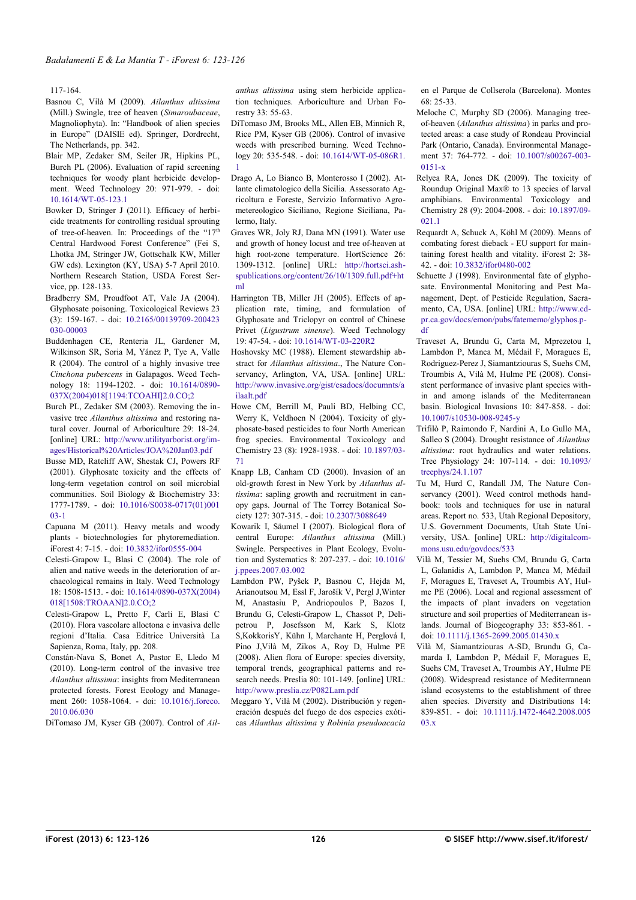117-164.

Basnou C, Vilà M (2009). *Ailanthus altissima* (Mill.) Swingle, tree of heaven (*Simaroubaceae*, Magnoliophyta). In: "Handbook of alien species in Europe" (DAISIE ed). Springer, Dordrecht, The Netherlands, pp. 342.

Blair MP, Zedaker SM, Seiler JR, Hipkins PL, Burch PL (2006). Evaluation of rapid screening techniques for woody plant herbicide development. Weed Technology 20: 971-979. - doi: 10.1614/WT-05-123.1

Bowker D, Stringer J (2011). Efficacy of herbicide treatments for controlling residual sprouting of tree-of-heaven. In: Proceedings of the "17th Central Hardwood Forest Conference" (Fei S, Lhotka JM, Stringer JW, Gottschalk KW, Miller GW eds). Lexington (KY, USA) 5-7 April 2010. Northern Research Station, USDA Forest Service, pp. 128-133.

Bradberry SM, Proudfoot AT, Vale JA (2004). Glyphosate poisoning. Toxicological Reviews 23 (3): 159-167. - doi: 10.2165/00139709-200423030-00003

Buddenhagen CE, Renteria JL, Gardener M, Wilkinson SR, Soria M, Yánez P, Tye A, Valle R (2004). The control of a highly invasive tree *Cinchona pubescens* in Galapagos. Weed Technology 18: 1194-1202. - doi: 10.1614/0890-037X(2004)018[1194:TCOAHI]2.0.CO;2

Burch PL, Zedaker SM (2003). Removing the invasive tree *Ailanthus altissima* and restoring natural cover. Journal of Arboriculture 29: 18-24. [online] URL: http://www.utilityarborist.org/images/Historical%20Articles/JOA%20Jan03.pdf

Busse MD, Ratcliff AW, Shestak CJ, Powers RF (2001). Glyphosate toxicity and the effects of long-term vegetation control on soil microbial communities. Soil Biology & Biochemistry 33: 1777-1789. - doi: 10.1016/S0038-0717(01)00103-1

Capuana M (2011). Heavy metals and woody plants - biotechnologies for phytoremediation. iForest 4: 7-15. - doi: 10.3832/ifor0555-004

Celesti-Grapow L, Blasi C (2004). The role of alien and native weeds in the deterioration of archaeological remains in Italy. Weed Technology 18: 1508-1513. - doi: 10.1614/0890-037X(2004)018[1508:TROAAN]2.0.CO;2

Celesti-Grapow L, Pretto F, Carli E, Blasi C (2010). Flora vascolare alloctona e invasiva delle regioni d'Italia. Casa Editrice Università La Sapienza, Roma, Italy, pp. 208.

Constán-Nava S, Bonet A, Pastor E, Lledo M (2010). Long-term control of the invasive tree *Ailanthus altissima*: insights from Mediterranean protected forests. Forest Ecology and Management 260: 1058-1064. - doi: 10.1016/j.foreco.2010.06.030

DiTomaso JM, Kyser GB (2007). Control of *Ailanthus altissima* using stem herbicide application techniques. Arboriculture and Urban Forestry 33: 55-63.

DiTomaso JM, Brooks ML, Allen EB, Minnich R, Rice PM, Kyser GB (2006). Control of invasive weeds with prescribed burning. Weed Technology 20: 535-548. - doi: 10.1614/WT-05-086R1.1

Drago A, Lo Bianco B, Monterosso I (2002). Atlante climatologico della Sicilia. Assessorato Agricoltura e Foreste, Servizio Informativo Agrometereologico Siciliano, Regione Siciliana, Palermo, Italy.

Graves WR, Joly RJ, Dana MN (1991). Water use and growth of honey locust and tree-of-heaven at high root-zone temperature. HortScience 26: 1309-1312. [online] URL: http://hortsci.ashspublications.org/content/26/10/1309.full.pdf+html

Harrington TB, Miller JH (2005). Effects of application rate, timing, and formulation of Glyphosate and Triclopyr on control of Chinese Privet (*Ligustrum sinense*). Weed Technology 19: 47-54. - doi: 10.1614/WT-03-220R2

Hoshovsky MC (1988). Element stewardship abstract for *Ailanthus altissima*., The Nature Conservancy, Arlington, VA, USA. [online] URL: http://www.invasive.org/gist/esadocs/documnts/ailaalt.pdf

Howe CM, Berrill M, Pauli BD, Helbing CC, Werry K, Veldhoen N (2004). Toxicity of glyphosate-based pesticides to four North American frog species. Environmental Toxicology and Chemistry 23 (8): 1928-1938. - doi: 10.1897/03-71

Knapp LB, Canham CD (2000). Invasion of an old-growth forest in New York by *Ailanthus altissima*: sapling growth and recruitment in canopy gaps. Journal of The Torrey Botanical Society 127: 307-315. - doi: 10.2307/3088649

Kowarik I, Säumel I (2007). Biological flora of central Europe: *Ailanthus altissima* (Mill.) Swingle. Perspectives in Plant Ecology, Evolution and Systematics 8: 207-237. - doi: 10.1016/j.ppees.2007.03.002

Lambdon PW, Pyšek P, Basnou C, Hejda M, Arianoutsou M, Essl F, Jarošík V, Pergl J,Winter M, Anastasiu P, Andriopoulos P, Bazos I, Brundu G, Celesti-Grapow L, Chassot P, Delipetrou P, Josefsson M, Kark S, Klotz S,KokkorisY, Kühn I, Marchante H, Perglová I, Pino J,Vilà M, Zikos A, Roy D, Hulme PE (2008). Alien flora of Europe: species diversity, temporal trends, geographical patterns and research needs. Preslia 80: 101-149. [online] URL: http://www.preslia.cz/P082Lam.pdf

Meggaro Y, Vilà M (2002). Distribución y regeneración después del fuego de dos especies exóticas *Ailanthus altissima* y *Robinia pseudoacacia* en el Parque de Collserola (Barcelona). Montes 68: 25-33.

Meloche C, Murphy SD (2006). Managing tree-of-heaven (*Ailanthus altissima*) in parks and protected areas: a case study of Rondeau Provincial Park (Ontario, Canada). Environmental Management 37: 764-772. - doi: 10.1007/s00267-003-0151-x

Relyea RA, Jones DK (2009). The toxicity of Roundup Original Max® to 13 species of larval amphibians. Environmental Toxicology and Chemistry 28 (9): 2004-2008. - doi: 10.1897/09-021.1

Requardt A, Schuck A, Köhl M (2009). Means of combating forest dieback - EU support for maintaining forest health and vitality. iForest 2: 38-42. - doi: 10.3832/ifor0480-002

Schuette J (1998). Environmental fate of glyphosate. Environmental Monitoring and Pest Management, Dept. of Pesticide Regulation, Sacramento, CA, USA. [online] URL: http://www.cdpr.ca.gov/docs/emon/pubs/fatememo/glyphos.pdf

Traveset A, Brundu G, Carta M, Mprezetou I, Lambdon P, Manca M, Médail F, Moragues E, Rodriguez-Perez J, Siamantziouras S, Suehs CM, Troumbis A, Vilà M, Hulme PE (2008). Consistent performance of invasive plant species within and among islands of the Mediterranean basin. Biological Invasions 10: 847-858. - doi: 10.1007/s10530-008-9245-y

Trifilò P, Raimondo F, Nardini A, Lo Gullo MA, Salleo S (2004). Drought resistance of *Ailanthus altissima*: root hydraulics and water relations. Tree Physiology 24: 107-114. - doi: 10.1093/treephys/24.1.107

Tu M, Hurd C, Randall JM, The Nature Conservancy (2001). Weed control methods handbook: tools and techniques for use in natural areas. Report no. 533, Utah Regional Depository, U.S. Government Documents, Utah State University, USA. [online] URL: http://digitalcommons.usu.edu/govdocs/533

Vilà M, Tessier M, Suehs CM, Brundu G, Carta L, Galanidis A, Lambdon P, Manca M, Médail F, Moragues E, Traveset A, Troumbis AY, Hulme PE (2006). Local and regional assessment of the impacts of plant invaders on vegetation structure and soil properties of Mediterranean islands. Journal of Biogeography 33: 853-861. - doi: 10.1111/j.1365-2699.2005.01430.x

Vilà M, Siamantziouras A-SD, Brundu G, Camarda I, Lambdon P, Médail F, Moragues E, Suehs CM, Traveset A, Troumbis AY, Hulme PE (2008). Widespread resistance of Mediterranean island ecosystems to the establishment of three alien species. Diversity and Distributions 14: 839-851. - doi: 10.1111/j.1472-4642.2008.00503.x